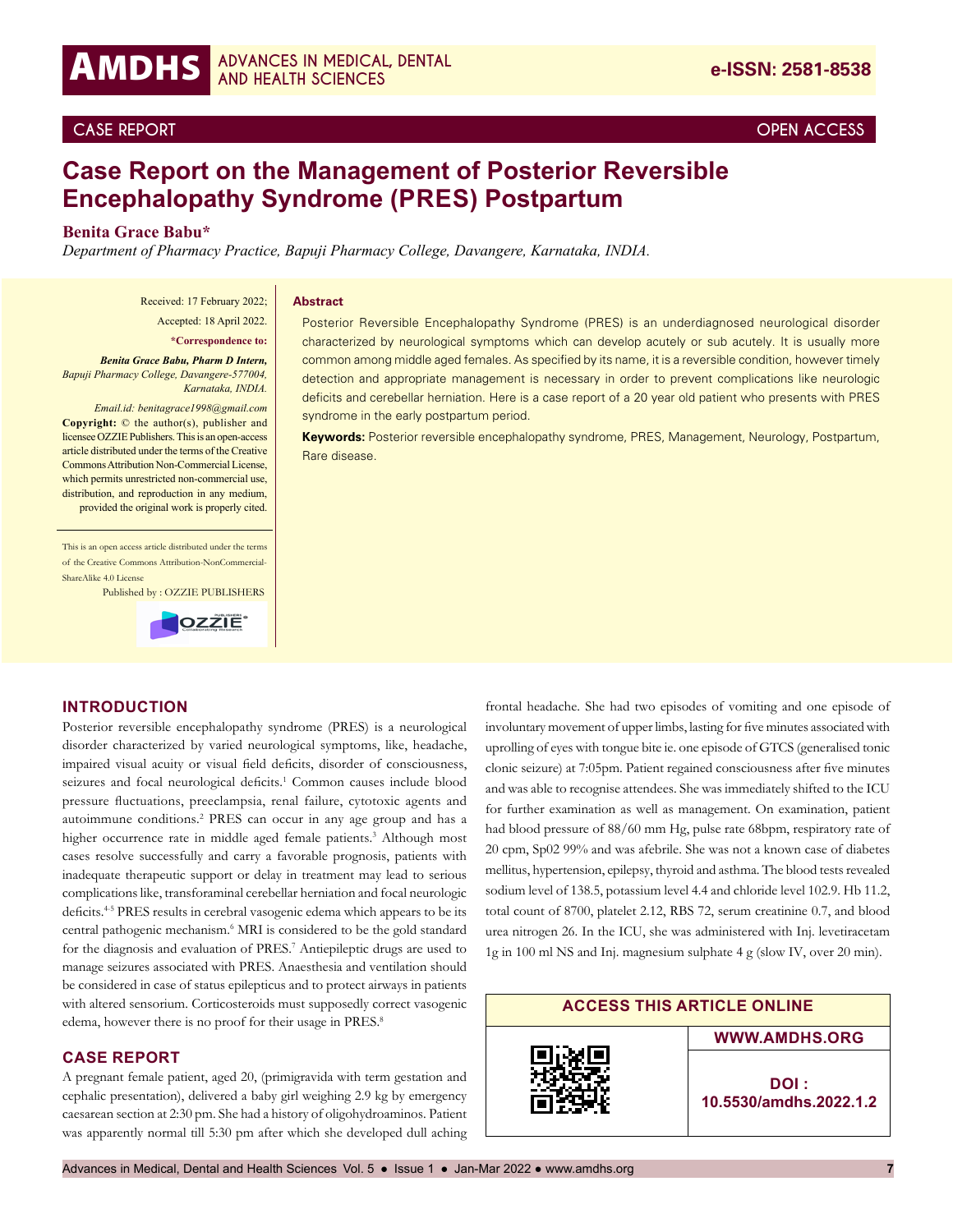CASE REPORT

OPEN ACCESS

# Case Report on the Management of Posterior Reversible Encephalopathy Syndrome (PRES) Postpartum

**Benita Grace Babu***

*Department of Pharmacy Practice, Bapuji Pharmacy College, Davangere, Karnataka, INDIA.*

Received: 17 February 2022;

Accepted: 18 April 2022.

**\*Correspondence to:**

***Benita Grace Babu, Pharm D Intern,*** *Bapuji Pharmacy College, Davangere-577004, Karnataka, INDIA.*

*Email.id: benitagrace1998@gmail.com*

**Copyright:** © the author(s), publisher and licensee OZZIE Publishers. This is an open-access article distributed under the terms of the Creative Commons Attribution Non-Commercial License, which permits unrestricted non-commercial use, distribution, and reproduction in any medium, provided the original work is properly cited.

This is an open access article distributed under the terms of the Creative Commons Attribution-NonCommercial-ShareAlike 4.0 License

Published by : OZZIE PUBLISHERS

## Abstract

Posterior Reversible Encephalopathy Syndrome (PRES) is an underdiagnosed neurological disorder characterized by neurological symptoms which can develop acutely or sub acutely. It is usually more common among middle aged females. As specified by its name, it is a reversible condition, however timely detection and appropriate management is necessary in order to prevent complications like neurologic deficits and cerebellar herniation. Here is a case report of a 20 year old patient who presents with PRES syndrome in the early postpartum period.

**Keywords:** Posterior reversible encephalopathy syndrome, PRES, Management, Neurology, Postpartum, Rare disease.

## INTRODUCTION

Posterior reversible encephalopathy syndrome (PRES) is a neurological disorder characterized by varied neurological symptoms, like, headache, impaired visual acuity or visual field deficits, disorder of consciousness, seizures and focal neurological deficits.[1] Common causes include blood pressure fluctuations, preeclampsia, renal failure, cytotoxic agents and autoimmune conditions.[2] PRES can occur in any age group and has a higher occurrence rate in middle aged female patients.[3] Although most cases resolve successfully and carry a favorable prognosis, patients with inadequate therapeutic support or delay in treatment may lead to serious complications like, transforaminal cerebellar herniation and focal neurologic deficits.[4-5] PRES results in cerebral vasogenic edema which appears to be its central pathogenic mechanism.[6] MRI is considered to be the gold standard for the diagnosis and evaluation of PRES.[7] Antiepileptic drugs are used to manage seizures associated with PRES. Anaesthesia and ventilation should be considered in case of status epilepticus and to protect airways in patients with altered sensorium. Corticosteroids must supposedly correct vasogenic edema, however there is no proof for their usage in PRES.[8]

## CASE REPORT

A pregnant female patient, aged 20, (primigravida with term gestation and cephalic presentation), delivered a baby girl weighing 2.9 kg by emergency caesarean section at 2:30 pm. She had a history of oligohydroaminos. Patient was apparently normal till 5:30 pm after which she developed dull aching frontal headache. She had two episodes of vomiting and one episode of involuntary movement of upper limbs, lasting for five minutes associated with uprolling of eyes with tongue bite ie. one episode of GTCS (generalised tonic clonic seizure) at 7:05pm. Patient regained consciousness after five minutes and was able to recognise attendees. She was immediately shifted to the ICU for further examination as well as management. On examination, patient had blood pressure of 88/60 mm Hg, pulse rate 68bpm, respiratory rate of 20 cpm, Sp02 99% and was afebrile. She was not a known case of diabetes mellitus, hypertension, epilepsy, thyroid and asthma. The blood tests revealed sodium level of 138.5, potassium level 4.4 and chloride level 102.9. Hb 11.2, total count of 8700, platelet 2.12, RBS 72, serum creatinine 0.7, and blood urea nitrogen 26. In the ICU, she was administered with Inj. levetiracetam 1g in 100 ml NS and Inj. magnesium sulphate 4 g (slow IV, over 20 min).

**ACCESS THIS ARTICLE ONLINE**

**WWW.AMDHS.ORG**

**DOI : 10.5530/amdhs.2022.1.2**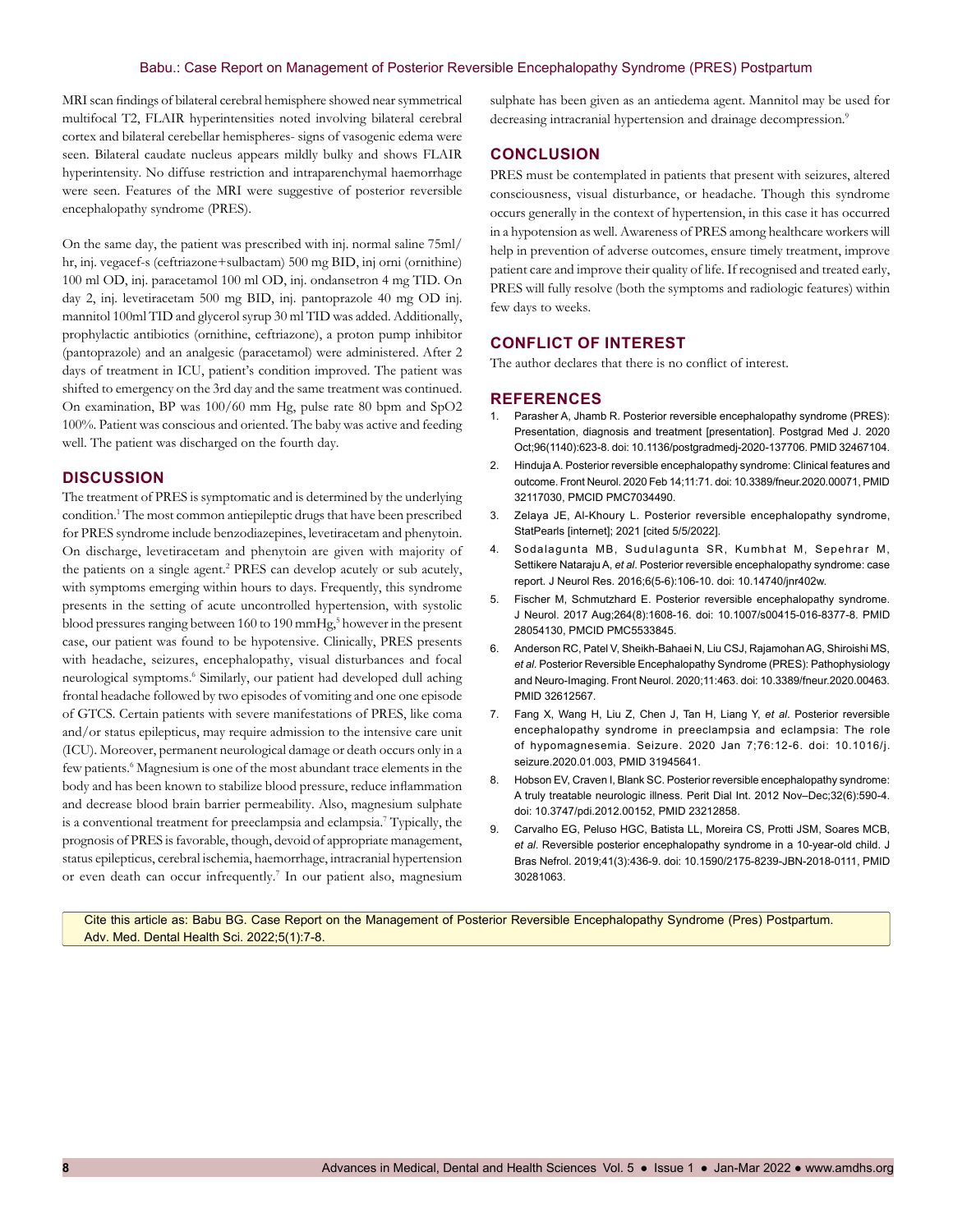MRI scan findings of bilateral cerebral hemisphere showed near symmetrical multifocal T2, FLAIR hyperintensities noted involving bilateral cerebral cortex and bilateral cerebellar hemispheres- signs of vasogenic edema were seen. Bilateral caudate nucleus appears mildly bulky and shows FLAIR hyperintensity. No diffuse restriction and intraparenchymal haemorrhage were seen. Features of the MRI were suggestive of posterior reversible encephalopathy syndrome (PRES).

On the same day, the patient was prescribed with inj. normal saline 75ml/hr, inj. vegacef-s (ceftriazone+sulbactam) 500 mg BID, inj orni (ornithine) 100 ml OD, inj. paracetamol 100 ml OD, inj. ondansetron 4 mg TID. On day 2, inj. levetiracetam 500 mg BID, inj. pantoprazole 40 mg OD inj. mannitol 100ml TID and glycerol syrup 30 ml TID was added. Additionally, prophylactic antibiotics (ornithine, ceftriazone), a proton pump inhibitor (pantoprazole) and an analgesic (paracetamol) were administered. After 2 days of treatment in ICU, patient's condition improved. The patient was shifted to emergency on the 3rd day and the same treatment was continued. On examination, BP was 100/60 mm Hg, pulse rate 80 bpm and SpO2 100%. Patient was conscious and oriented. The baby was active and feeding well. The patient was discharged on the fourth day.

## DISCUSSION

The treatment of PRES is symptomatic and is determined by the underlying condition.[1] The most common antiepileptic drugs that have been prescribed for PRES syndrome include benzodiazepines, levetiracetam and phenytoin. On discharge, levetiracetam and phenytoin are given with majority of the patients on a single agent.[2] PRES can develop acutely or sub acutely, with symptoms emerging within hours to days. Frequently, this syndrome presents in the setting of acute uncontrolled hypertension, with systolic blood pressures ranging between 160 to 190 mmHg,[5] however in the present case, our patient was found to be hypotensive. Clinically, PRES presents with headache, seizures, encephalopathy, visual disturbances and focal neurological symptoms.[6] Similarly, our patient had developed dull aching frontal headache followed by two episodes of vomiting and one one episode of GTCS. Certain patients with severe manifestations of PRES, like coma and/or status epilepticus, may require admission to the intensive care unit (ICU). Moreover, permanent neurological damage or death occurs only in a few patients.[6] Magnesium is one of the most abundant trace elements in the body and has been known to stabilize blood pressure, reduce inflammation and decrease blood brain barrier permeability. Also, magnesium sulphate is a conventional treatment for preeclampsia and eclampsia.[7] Typically, the prognosis of PRES is favorable, though, devoid of appropriate management, status epilepticus, cerebral ischemia, haemorrhage, intracranial hypertension or even death can occur infrequently.[7] In our patient also, magnesium sulphate has been given as an antiedema agent. Mannitol may be used for decreasing intracranial hypertension and drainage decompression.[9]

## CONCLUSION

PRES must be contemplated in patients that present with seizures, altered consciousness, visual disturbance, or headache. Though this syndrome occurs generally in the context of hypertension, in this case it has occurred in a hypotension as well. Awareness of PRES among healthcare workers will help in prevention of adverse outcomes, ensure timely treatment, improve patient care and improve their quality of life. If recognised and treated early, PRES will fully resolve (both the symptoms and radiologic features) within few days to weeks.

## CONFLICT OF INTEREST

The author declares that there is no conflict of interest.

## REFERENCES

1. Parasher A, Jhamb R. Posterior reversible encephalopathy syndrome (PRES): Presentation, diagnosis and treatment [presentation]. Postgrad Med J. 2020 Oct;96(1140):623-8. doi: 10.1136/postgradmedj-2020-137706. PMID 32467104.
2. Hinduja A. Posterior reversible encephalopathy syndrome: Clinical features and outcome. Front Neurol. 2020 Feb 14;11:71. doi: 10.3389/fneur.2020.00071, PMID 32117030, PMCID PMC7034490.
3. Zelaya JE, Al-Khoury L. Posterior reversible encephalopathy syndrome, StatPearls [internet]; 2021 [cited 5/5/2022].
4. Sodalagunta MB, Sudulagunta SR, Kumbhat M, Sepehrar M, Settikere Nataraju A, *et al*. Posterior reversible encephalopathy syndrome: case report. J Neurol Res. 2016;6(5-6):106-10. doi: 10.14740/jnr402w.
5. Fischer M, Schmutzhard E. Posterior reversible encephalopathy syndrome. J Neurol. 2017 Aug;264(8):1608-16. doi: 10.1007/s00415-016-8377-8. PMID 28054130, PMCID PMC5533845.
6. Anderson RC, Patel V, Sheikh-Bahaei N, Liu CSJ, Rajamohan AG, Shiroishi MS, *et al*. Posterior Reversible Encephalopathy Syndrome (PRES): Pathophysiology and Neuro-Imaging. Front Neurol. 2020;11:463. doi: 10.3389/fneur.2020.00463. PMID 32612567.
7. Fang X, Wang H, Liu Z, Chen J, Tan H, Liang Y, *et al*. Posterior reversible encephalopathy syndrome in preeclampsia and eclampsia: The role of hypomagnesemia. Seizure. 2020 Jan 7;76:12-6. doi: 10.1016/j.seizure.2020.01.003, PMID 31945641.
8. Hobson EV, Craven I, Blank SC. Posterior reversible encephalopathy syndrome: A truly treatable neurologic illness. Perit Dial Int. 2012 Nov–Dec;32(6):590-4. doi: 10.3747/pdi.2012.00152, PMID 23212858.
9. Carvalho EG, Peluso HGC, Batista LL, Moreira CS, Protti JSM, Soares MCB, *et al*. Reversible posterior encephalopathy syndrome in a 10-year-old child. J Bras Nefrol. 2019;41(3):436-9. doi: 10.1590/2175-8239-JBN-2018-0111, PMID 30281063.

Cite this article as: Babu BG. Case Report on the Management of Posterior Reversible Encephalopathy Syndrome (Pres) Postpartum. Adv. Med. Dental Health Sci. 2022;5(1):7-8.